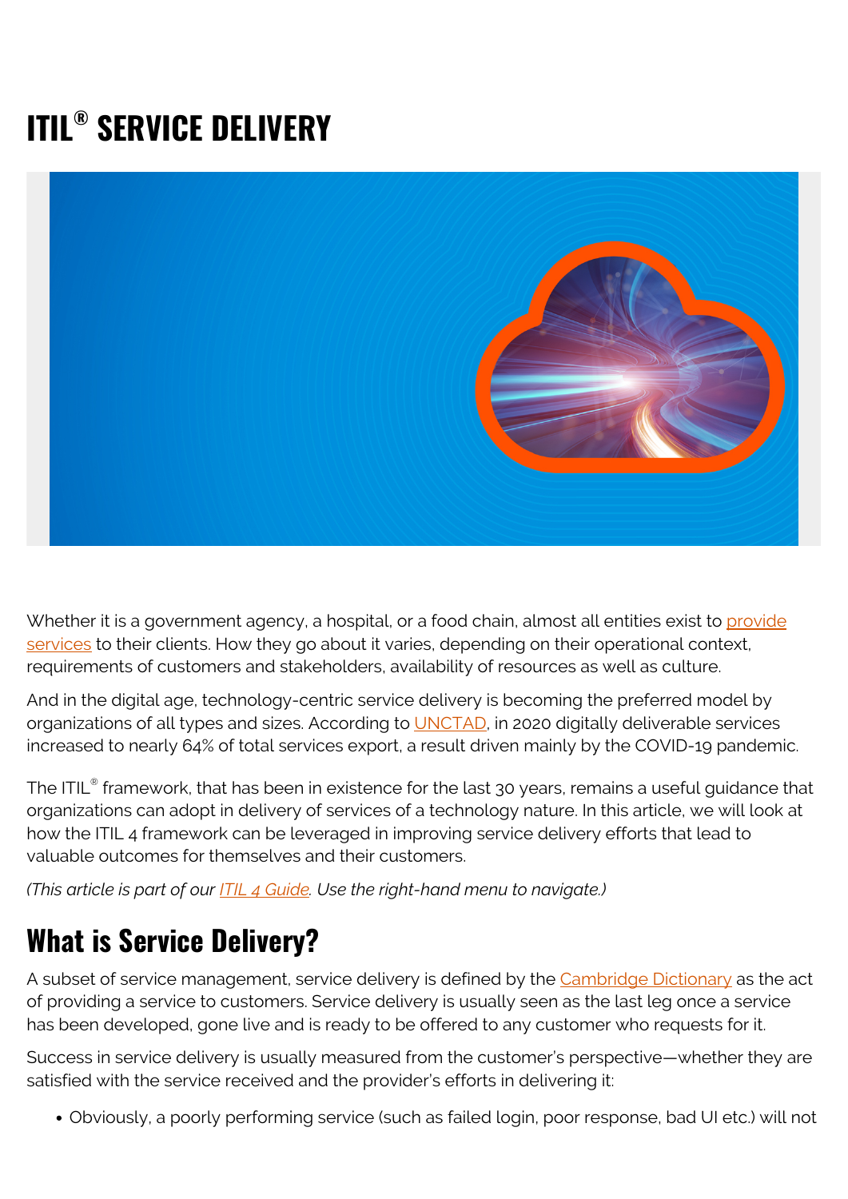# ITIL® SERVICE DELIVERY

Whether it is a government agency, a hospital, or a food chain, almost all entities exist to provide services to their clients. How they go about it varies, depending on their operational context, requirements of customers and stakeholders, availability of resources as well as culture.

And in the digital age, technology-centric service delivery is becoming the preferred model by organizations of all types and sizes. According to UNCTAD, in 2020 digitally deliverable services increased to nearly 64% of total services export, a result driven mainly by the COVID-19 pandemic.

The ITIL® framework, that has been in existence for the last 30 years, remains a useful guidance that organizations can adopt in delivery of services of a technology nature. In this article, we will look at how the ITIL 4 framework can be leveraged in improving service delivery efforts that lead to valuable outcomes for themselves and their customers.

*(This article is part of our ITIL 4 Guide. Use the right-hand menu to navigate.)*

## What is Service Delivery?

A subset of service management, service delivery is defined by the Cambridge Dictionary as the act of providing a service to customers. Service delivery is usually seen as the last leg once a service has been developed, gone live and is ready to be offered to any customer who requests for it.

Success in service delivery is usually measured from the customer's perspective—whether they are satisfied with the service received and the provider's efforts in delivering it:

- Obviously, a poorly performing service (such as failed login, poor response, bad UI etc.) will not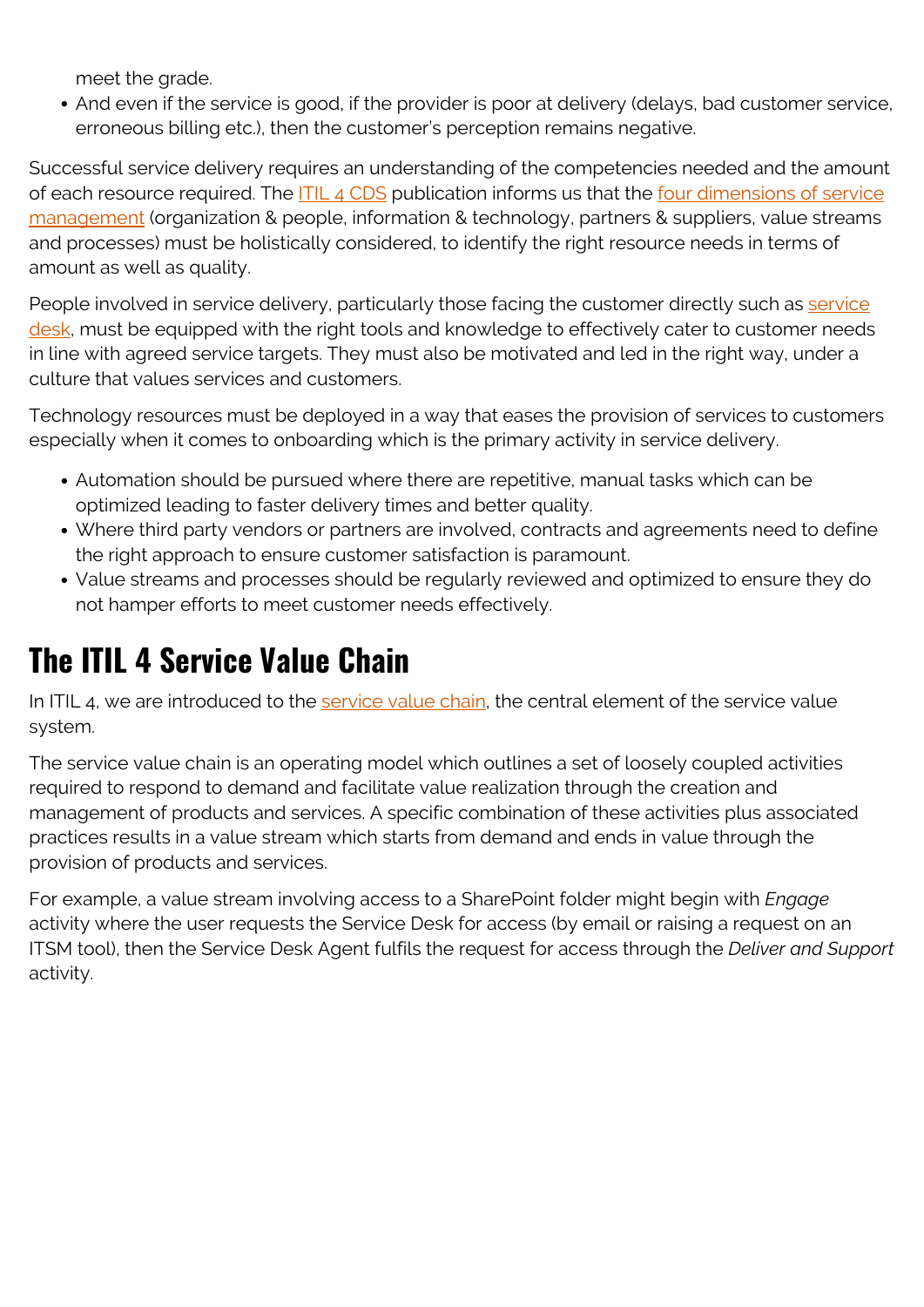meet the grade.

- And even if the service is good, if the provider is poor at delivery (delays, bad customer service, erroneous billing etc.), then the customer's perception remains negative.

Successful service delivery requires an understanding of the competencies needed and the amount of each resource required. The ITIL 4 CDS publication informs us that the four dimensions of service management (organization & people, information & technology, partners & suppliers, value streams and processes) must be holistically considered, to identify the right resource needs in terms of amount as well as quality.

People involved in service delivery, particularly those facing the customer directly such as service desk, must be equipped with the right tools and knowledge to effectively cater to customer needs in line with agreed service targets. They must also be motivated and led in the right way, under a culture that values services and customers.

Technology resources must be deployed in a way that eases the provision of services to customers especially when it comes to onboarding which is the primary activity in service delivery.

- Automation should be pursued where there are repetitive, manual tasks which can be optimized leading to faster delivery times and better quality.
- Where third party vendors or partners are involved, contracts and agreements need to define the right approach to ensure customer satisfaction is paramount.
- Value streams and processes should be regularly reviewed and optimized to ensure they do not hamper efforts to meet customer needs effectively.

## The ITIL 4 Service Value Chain

In ITIL 4, we are introduced to the service value chain, the central element of the service value system.

The service value chain is an operating model which outlines a set of loosely coupled activities required to respond to demand and facilitate value realization through the creation and management of products and services. A specific combination of these activities plus associated practices results in a value stream which starts from demand and ends in value through the provision of products and services.

For example, a value stream involving access to a SharePoint folder might begin with *Engage* activity where the user requests the Service Desk for access (by email or raising a request on an ITSM tool), then the Service Desk Agent fulfils the request for access through the *Deliver and Support* activity.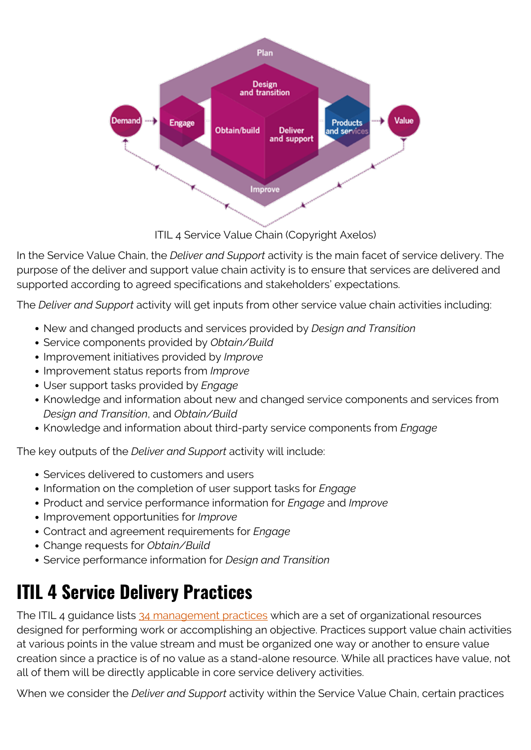ITIL 4 Service Value Chain (Copyright Axelos)

In the Service Value Chain, the *Deliver and Support* activity is the main facet of service delivery. The purpose of the deliver and support value chain activity is to ensure that services are delivered and supported according to agreed specifications and stakeholders' expectations.

The *Deliver and Support* activity will get inputs from other service value chain activities including:

- New and changed products and services provided by *Design and Transition*
- Service components provided by *Obtain/Build*
- Improvement initiatives provided by *Improve*
- Improvement status reports from *Improve*
- User support tasks provided by *Engage*
- Knowledge and information about new and changed service components and services from *Design and Transition*, and *Obtain/Build*
- Knowledge and information about third-party service components from *Engage*

The key outputs of the *Deliver and Support* activity will include:

- Services delivered to customers and users
- Information on the completion of user support tasks for *Engage*
- Product and service performance information for *Engage* and *Improve*
- Improvement opportunities for *Improve*
- Contract and agreement requirements for *Engage*
- Change requests for *Obtain/Build*
- Service performance information for *Design and Transition*

## ITIL 4 Service Delivery Practices

The ITIL 4 guidance lists [34 management practices] which are a set of organizational resources designed for performing work or accomplishing an objective. Practices support value chain activities at various points in the value stream and must be organized one way or another to ensure value creation since a practice is of no value as a stand-alone resource. While all practices have value, not all of them will be directly applicable in core service delivery activities.

When we consider the *Deliver and Support* activity within the Service Value Chain, certain practices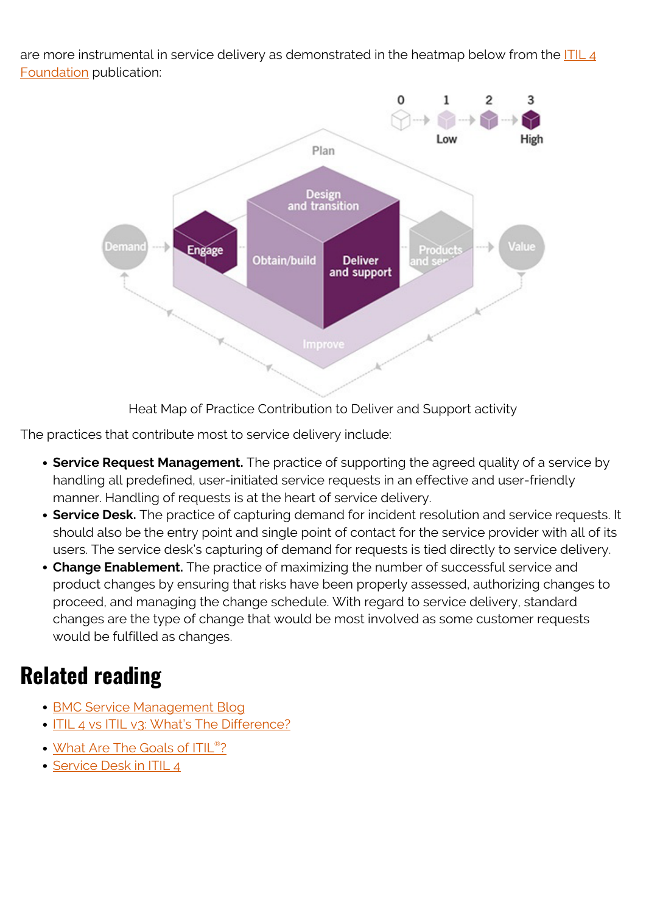are more instrumental in service delivery as demonstrated in the heatmap below from the ITIL 4 Foundation publication:

0
1
2
3
Low
High
Plan
Design and transition
Demand
Engage
Obtain/build
Deliver and support
Products and services
Value
Improve

Heat Map of Practice Contribution to Deliver and Support activity

The practices that contribute most to service delivery include:

- **Service Request Management.** The practice of supporting the agreed quality of a service by handling all predefined, user-initiated service requests in an effective and user-friendly manner. Handling of requests is at the heart of service delivery.
- **Service Desk.** The practice of capturing demand for incident resolution and service requests. It should also be the entry point and single point of contact for the service provider with all of its users. The service desk's capturing of demand for requests is tied directly to service delivery.
- **Change Enablement.** The practice of maximizing the number of successful service and product changes by ensuring that risks have been properly assessed, authorizing changes to proceed, and managing the change schedule. With regard to service delivery, standard changes are the type of change that would be most involved as some customer requests would be fulfilled as changes.

## Related reading

- BMC Service Management Blog
- ITIL 4 vs ITIL v3: What's The Difference?
- What Are The Goals of ITIL®?
- Service Desk in ITIL 4